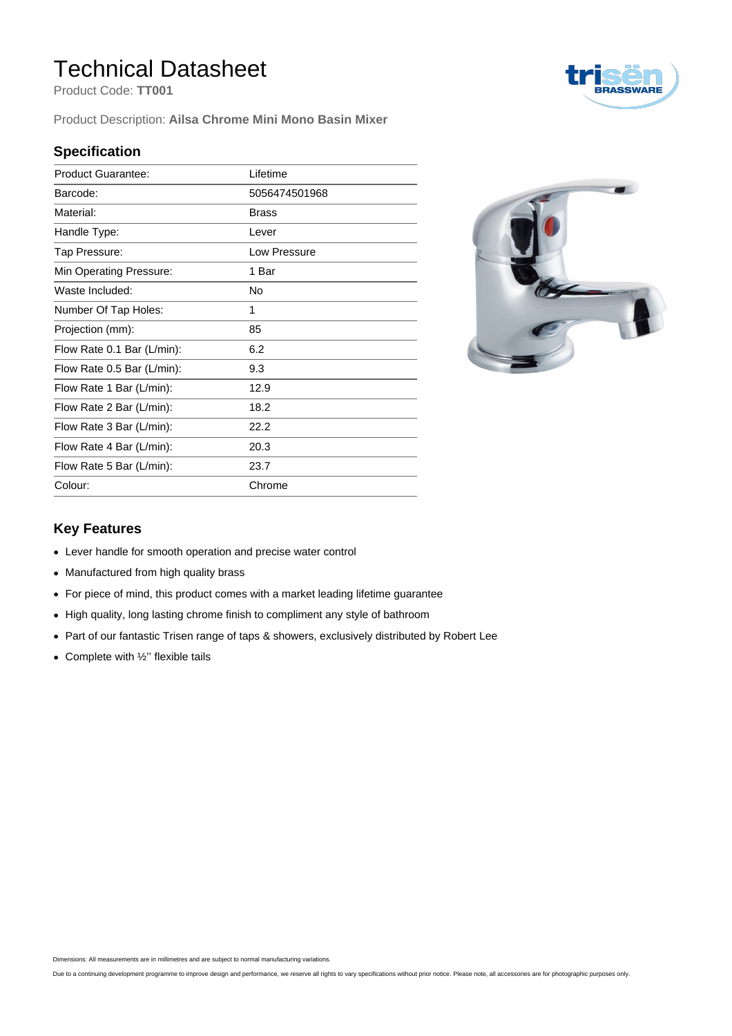# Technical Datasheet

Product Code: **TT001**

Product Description: **Ailsa Chrome Mini Mono Basin Mixer**

## Specification

| | |
|---|---|
| Product Guarantee: | Lifetime |
| Barcode: | 5056474501968 |
| Material: | Brass |
| Handle Type: | Lever |
| Tap Pressure: | Low Pressure |
| Min Operating Pressure: | 1 Bar |
| Waste Included: | No |
| Number Of Tap Holes: | 1 |
| Projection (mm): | 85 |
| Flow Rate 0.1 Bar (L/min): | 6.2 |
| Flow Rate 0.5 Bar (L/min): | 9.3 |
| Flow Rate 1 Bar (L/min): | 12.9 |
| Flow Rate 2 Bar (L/min): | 18.2 |
| Flow Rate 3 Bar (L/min): | 22.2 |
| Flow Rate 4 Bar (L/min): | 20.3 |
| Flow Rate 5 Bar (L/min): | 23.7 |
| Colour: | Chrome |

## Key Features

- Lever handle for smooth operation and precise water control
- Manufactured from high quality brass
- For piece of mind, this product comes with a market leading lifetime guarantee
- High quality, long lasting chrome finish to compliment any style of bathroom
- Part of our fantastic Trisen range of taps & showers, exclusively distributed by Robert Lee
- Complete with ½'' flexible tails

Dimensions: All measurements are in millimetres and are subject to normal manufacturing variations.

Due to a continuing development programme to improve design and performance, we reserve all rights to vary specifications without prior notice. Please note, all accessories are for photographic purposes only.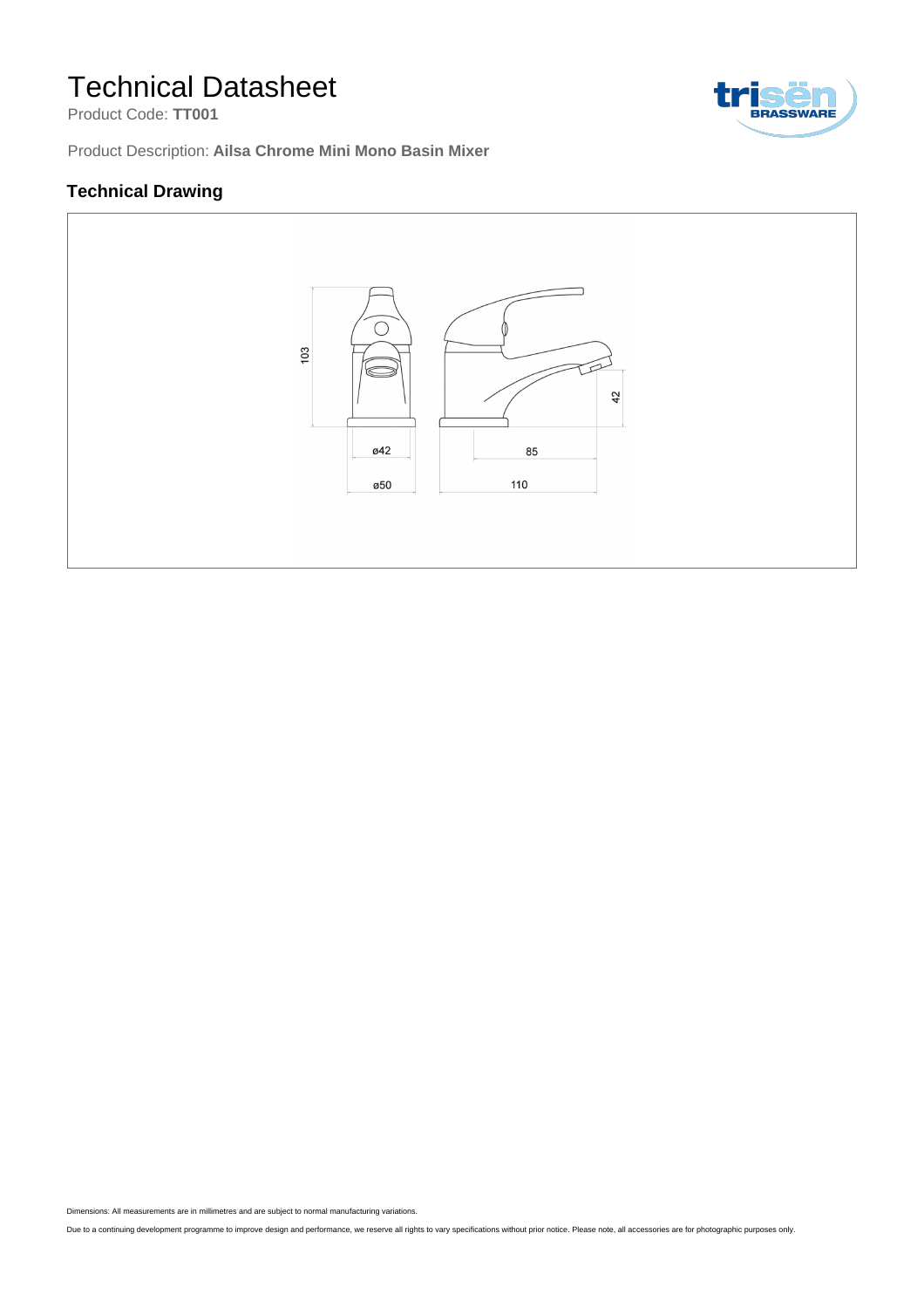# Technical Datasheet

Product Code: **TT001**

Product Description: **Ailsa Chrome Mini Mono Basin Mixer**

## Technical Drawing

103

42

ø42

ø50

85

110

Dimensions: All measurements are in millimetres and are subject to normal manufacturing variations.

Due to a continuing development programme to improve design and performance, we reserve all rights to vary specifications without prior notice. Please note, all accessories are for photographic purposes only.